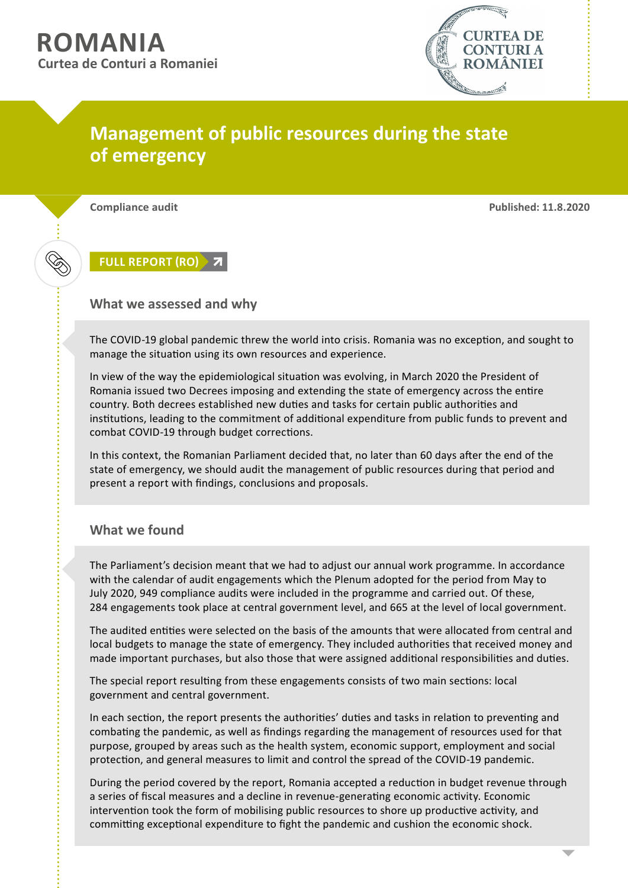# ROMANIA

Curtea de Conturi a Romaniei

## Management of public resources during the state of emergency

**Compliance audit**

**Published: 11.8.2020**

FULL REPORT (RO)

### What we assessed and why

The COVID-19 global pandemic threw the world into crisis. Romania was no exception, and sought to manage the situation using its own resources and experience.

In view of the way the epidemiological situation was evolving, in March 2020 the President of Romania issued two Decrees imposing and extending the state of emergency across the entire country. Both decrees established new duties and tasks for certain public authorities and institutions, leading to the commitment of additional expenditure from public funds to prevent and combat COVID-19 through budget corrections.

In this context, the Romanian Parliament decided that, no later than 60 days after the end of the state of emergency, we should audit the management of public resources during that period and present a report with findings, conclusions and proposals.

### What we found

The Parliament's decision meant that we had to adjust our annual work programme. In accordance with the calendar of audit engagements which the Plenum adopted for the period from May to July 2020, 949 compliance audits were included in the programme and carried out. Of these, 284 engagements took place at central government level, and 665 at the level of local government.

The audited entities were selected on the basis of the amounts that were allocated from central and local budgets to manage the state of emergency. They included authorities that received money and made important purchases, but also those that were assigned additional responsibilities and duties.

The special report resulting from these engagements consists of two main sections: local government and central government.

In each section, the report presents the authorities' duties and tasks in relation to preventing and combating the pandemic, as well as findings regarding the management of resources used for that purpose, grouped by areas such as the health system, economic support, employment and social protection, and general measures to limit and control the spread of the COVID-19 pandemic.

During the period covered by the report, Romania accepted a reduction in budget revenue through a series of fiscal measures and a decline in revenue-generating economic activity. Economic intervention took the form of mobilising public resources to shore up productive activity, and committing exceptional expenditure to fight the pandemic and cushion the economic shock.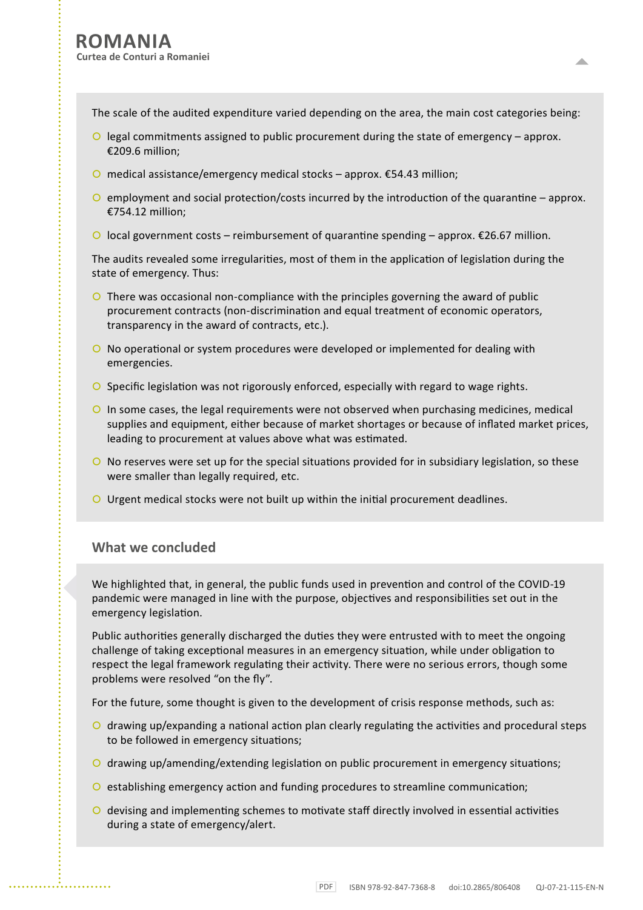# ROMANIA

**Curtea de Conturi a Romaniei**

The scale of the audited expenditure varied depending on the area, the main cost categories being:

- legal commitments assigned to public procurement during the state of emergency – approx. €209.6 million;
- medical assistance/emergency medical stocks – approx. €54.43 million;
- employment and social protection/costs incurred by the introduction of the quarantine – approx. €754.12 million;
- local government costs – reimbursement of quarantine spending – approx. €26.67 million.

The audits revealed some irregularities, most of them in the application of legislation during the state of emergency. Thus:

- There was occasional non-compliance with the principles governing the award of public procurement contracts (non-discrimination and equal treatment of economic operators, transparency in the award of contracts, etc.).
- No operational or system procedures were developed or implemented for dealing with emergencies.
- Specific legislation was not rigorously enforced, especially with regard to wage rights.
- In some cases, the legal requirements were not observed when purchasing medicines, medical supplies and equipment, either because of market shortages or because of inflated market prices, leading to procurement at values above what was estimated.
- No reserves were set up for the special situations provided for in subsidiary legislation, so these were smaller than legally required, etc.
- Urgent medical stocks were not built up within the initial procurement deadlines.

## What we concluded

We highlighted that, in general, the public funds used in prevention and control of the COVID-19 pandemic were managed in line with the purpose, objectives and responsibilities set out in the emergency legislation.

Public authorities generally discharged the duties they were entrusted with to meet the ongoing challenge of taking exceptional measures in an emergency situation, while under obligation to respect the legal framework regulating their activity. There were no serious errors, though some problems were resolved "on the fly".

For the future, some thought is given to the development of crisis response methods, such as:

- drawing up/expanding a national action plan clearly regulating the activities and procedural steps to be followed in emergency situations;
- drawing up/amending/extending legislation on public procurement in emergency situations;
- establishing emergency action and funding procedures to streamline communication;
- devising and implementing schemes to motivate staff directly involved in essential activities during a state of emergency/alert.